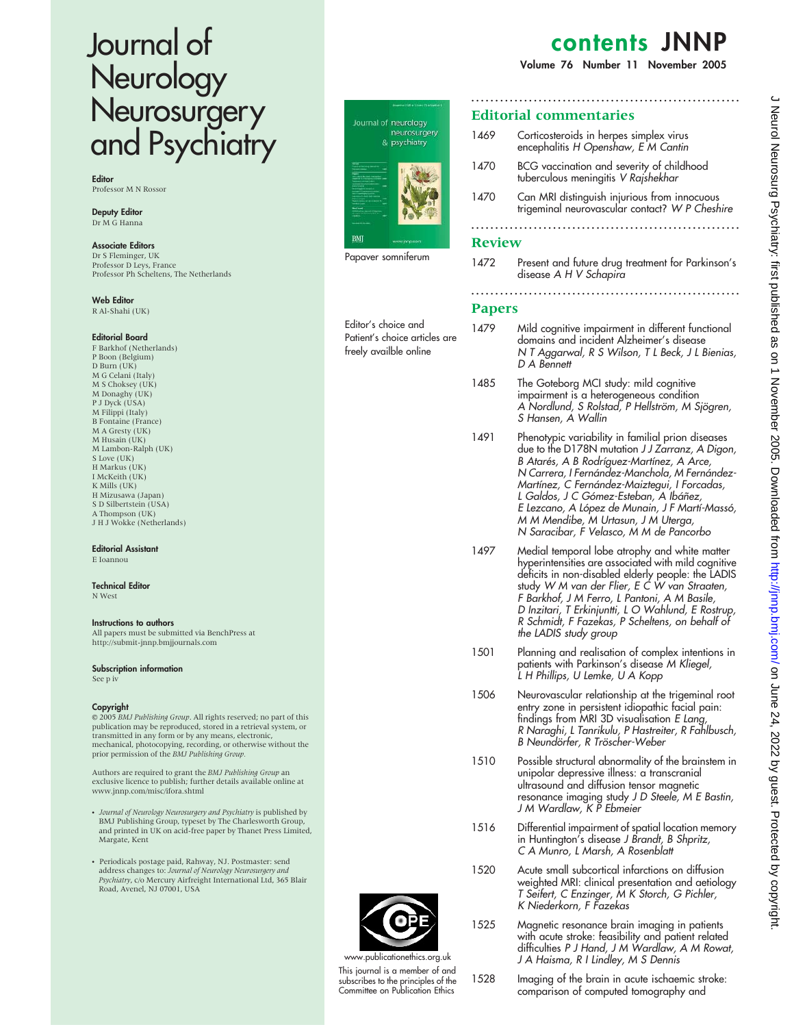# Journal of Neurology Neurosurgery and Psychiatry

**Editor**
Professor M N Rossor

**Deputy Editor**
Dr M G Hanna

**Associate Editors**
Dr S Fleminger, UK
Professor D Leys, France
Professor Ph Scheltens, The Netherlands

**Web Editor**
R Al-Shahi (UK)

**Editorial Board**
F Barkhof (Netherlands)
P Boon (Belgium)
D Burn (UK)
M G Celani (Italy)
M S Choksey (UK)
M Donaghy (UK)
P J Dyck (USA)
M Filippi (Italy)
B Fontaine (France)
M A Gresty (UK)
M Husain (UK)
M Lambon-Ralph (UK)
S Love (UK)
H Markus (UK)
I McKeith (UK)
K Mills (UK)
H Mizusawa (Japan)
S D Silbertstein (USA)
A Thompson (UK)
J H J Wokke (Netherlands)

**Editorial Assistant**
E Ioannou

**Technical Editor**
N West

**Instructions to authors**
All papers must be submitted via BenchPress at http://submit-jnnp.bmjjournals.com

**Subscription information**
See p iv

**Copyright**
© 2005 *BMJ Publishing Group*. All rights reserved; no part of this publication may be reproduced, stored in a retrieval system, or transmitted in any form or by any means, electronic, mechanical, photocopying, recording, or otherwise without the prior permission of the *BMJ Publishing Group*.

Authors are required to grant the *BMJ Publishing Group* an exclusive licence to publish; further details available online at www.jnnp.com/misc/ifora.shtml

- *Journal of Neurology Neurosurgery and Psychiatry* is published by BMJ Publishing Group, typeset by The Charlesworth Group, and printed in UK on acid-free paper by Thanet Press Limited, Margate, Kent
- Periodicals postage paid, Rahway, NJ. Postmaster: send address changes to: *Journal of Neurology Neurosurgery and Psychiatry*, c/o Mercury Airfreight International Ltd, 365 Blair Road, Avenel, NJ 07001, USA

Papaver somniferum

Editor's choice and Patient's choice articles are freely availble online

www.publicationethics.org.uk

This journal is a member of and subscribes to the principles of the Committee on Publication Ethics

## contents JNNP

**Volume 76 Number 11 November 2005**

### Editorial commentaries

1469 Corticosteroids in herpes simplex virus encephalitis *H Openshaw, E M Cantin*

1470 BCG vaccination and severity of childhood tuberculous meningitis *V Rajshekhar*

1470 Can MRI distinguish injurious from innocuous trigeminal neurovascular contact? *W P Cheshire*

### Review

1472 Present and future drug treatment for Parkinson's disease *A H V Schapira*

### Papers

1479 Mild cognitive impairment in different functional domains and incident Alzheimer's disease *N T Aggarwal, R S Wilson, T L Beck, J L Bienias, D A Bennett*

1485 The Goteborg MCI study: mild cognitive impairment is a heterogeneous condition *A Nordlund, S Rolstad, P Hellström, M Sjögren, S Hansen, A Wallin*

1491 Phenotypic variability in familial prion diseases due to the D178N mutation *J J Zarranz, A Digon, B Atarés, A B Rodríguez-Martínez, A Arce, N Carrera, I Fernández-Manchola, M Fernández-Martínez, C Fernández-Maiztegui, I Forcadas, L Galdos, J C Gómez-Esteban, A Ibáñez, E Lezcano, A López de Munain, J F Martí-Massó, M M Mendibe, M Urtasun, J M Uterga, N Saracibar, F Velasco, M M de Pancorbo*

1497 Medial temporal lobe atrophy and white matter hyperintensities are associated with mild cognitive deficits in non-disabled elderly people: the LADIS study *W M van der Flier, E C W van Straaten, F Barkhof, J M Ferro, L Pantoni, A M Basile, D Inzitari, T Erkinjuntti, L O Wahlund, E Rostrup, R Schmidt, F Fazekas, P Scheltens, on behalf of the LADIS study group*

1501 Planning and realisation of complex intentions in patients with Parkinson's disease *M Kliegel, L H Phillips, U Lemke, U A Kopp*

1506 Neurovascular relationship at the trigeminal root entry zone in persistent idiopathic facial pain: findings from MRI 3D visualisation *E Lang, R Naraghi, L Tanrikulu, P Hastreiter, R Fahlbusch, B Neundörfer, R Tröscher-Weber*

1510 Possible structural abnormality of the brainstem in unipolar depressive illness: a transcranial ultrasound and diffusion tensor magnetic resonance imaging study *J D Steele, M E Bastin, J M Wardlaw, K P Ebmeier*

1516 Differential impairment of spatial location memory in Huntington's disease *J Brandt, B Shpritz, C A Munro, L Marsh, A Rosenblatt*

1520 Acute small subcortical infarctions on diffusion weighted MRI: clinical presentation and aetiology *T Seifert, C Enzinger, M K Storch, G Pichler, K Niederkorn, F Fazekas*

1525 Magnetic resonance brain imaging in patients with acute stroke: feasibility and patient related difficulties *P J Hand, J M Wardlaw, A M Rowat, J A Haisma, R I Lindley, M S Dennis*

1528 Imaging of the brain in acute ischaemic stroke: comparison of computed tomography and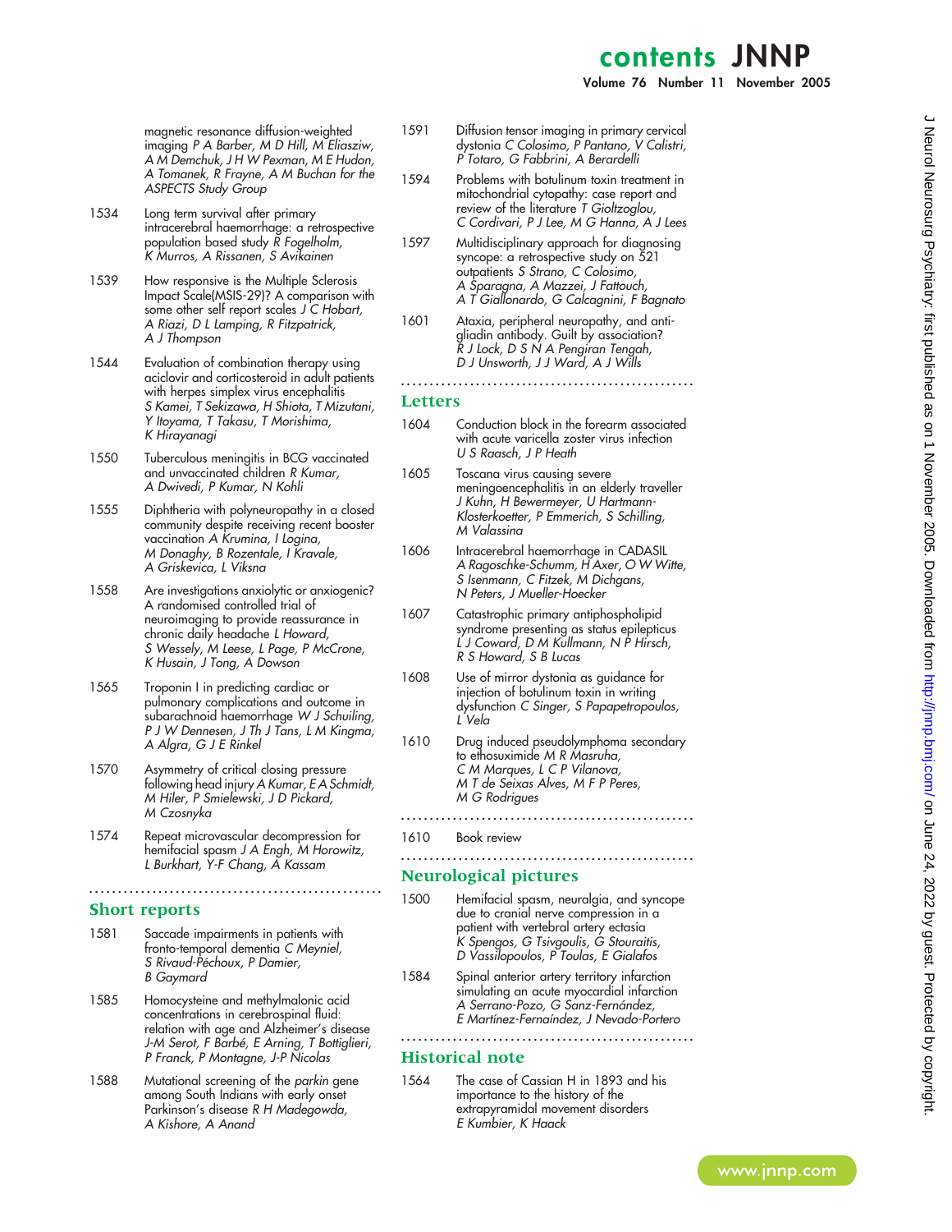magnetic resonance diffusion-weighted imaging *P A Barber, M D Hill, M Eliasziw, A M Demchuk, J H W Pexman, M E Hudon, A Tomanek, R Frayne, A M Buchan for the ASPECTS Study Group*

1534 Long term survival after primary intracerebral haemorrhage: a retrospective population based study *R Fogelholm, K Murros, A Rissanen, S Avikainen*

1539 How responsive is the Multiple Sclerosis Impact Scale(MSIS-29)? A comparison with some other self report scales *J C Hobart, A Riazi, D L Lamping, R Fitzpatrick, A J Thompson*

1544 Evaluation of combination therapy using aciclovir and corticosteroid in adult patients with herpes simplex virus encephalitis *S Kamei, T Sekizawa, H Shiota, T Mizutani, Y Itoyama, T Takasu, T Morishima, K Hirayanagi*

1550 Tuberculous meningitis in BCG vaccinated and unvaccinated children *R Kumar, A Dwivedi, P Kumar, N Kohli*

1555 Diphtheria with polyneuropathy in a closed community despite receiving recent booster vaccination *A Krumina, I Logina, M Donaghy, B Rozentale, I Kravale, A Griskevica, L Viksna*

1558 Are investigations anxiolytic or anxiogenic? A randomised controlled trial of neuroimaging to provide reassurance in chronic daily headache *L Howard, S Wessely, M Leese, L Page, P McCrone, K Husain, J Tong, A Dowson*

1565 Troponin I in predicting cardiac or pulmonary complications and outcome in subarachnoid haemorrhage *W J Schuiling, P J W Dennesen, J Th J Tans, L M Kingma, A Algra, G J E Rinkel*

1570 Asymmetry of critical closing pressure following head injury *A Kumar, E A Schmidt, M Hiler, P Smielewski, J D Pickard, M Czosnyka*

1574 Repeat microvascular decompression for hemifacial spasm *J A Engh, M Horowitz, L Burkhart, Y-F Chang, A Kassam*

## Short reports

1581 Saccade impairments in patients with fronto-temporal dementia *C Meyniel, S Rivaud-Péchoux, P Damier, B Gaymard*

1585 Homocysteine and methylmalonic acid concentrations in cerebrospinal fluid: relation with age and Alzheimer's disease *J-M Serot, F Barbé, E Arning, T Bottiglieri, P Franck, P Montagne, J-P Nicolas*

1588 Mutational screening of the *parkin* gene among South Indians with early onset Parkinson's disease *R H Madegowda, A Kishore, A Anand*

1591 Diffusion tensor imaging in primary cervical dystonia *C Colosimo, P Pantano, V Calistri, P Totaro, G Fabbrini, A Berardelli*

1594 Problems with botulinum toxin treatment in mitochondrial cytopathy: case report and review of the literature *T Gioltzoglou, C Cordivari, P J Lee, M G Hanna, A J Lees*

1597 Multidisciplinary approach for diagnosing syncope: a retrospective study on 521 outpatients *S Strano, C Colosimo, A Sparagna, A Mazzei, J Fattouch, A T Giallonardo, G Calcagnini, F Bagnato*

1601 Ataxia, peripheral neuropathy, and anti-gliadin antibody. Guilt by association? *R J Lock, D S N A Pengiran Tengah, D J Unsworth, J J Ward, A J Wills*

## Letters

1604 Conduction block in the forearm associated with acute varicella zoster virus infection *U S Raasch, J P Heath*

1605 Toscana virus causing severe meningoencephalitis in an elderly traveller *J Kuhn, H Bewermeyer, U Hartmann-Klosterkoetter, P Emmerich, S Schilling, M Valassina*

1606 Intracerebral haemorrhage in CADASIL *A Ragoschke-Schumm, H Axer, O W Witte, S Isenmann, C Fitzek, M Dichgans, N Peters, J Mueller-Hoecker*

1607 Catastrophic primary antiphospholipid syndrome presenting as status epilepticus *L J Coward, D M Kullmann, N P Hirsch, R S Howard, S B Lucas*

1608 Use of mirror dystonia as guidance for injection of botulinum toxin in writing dysfunction *C Singer, S Papapetropoulos, L Vela*

1610 Drug induced pseudolymphoma secondary to ethosuximide *M R Masruha, C M Marques, L C P Vilanova, M T de Seixas Alves, M F P Peres, M G Rodrigues*

1610 Book review

## Neurological pictures

1500 Hemifacial spasm, neuralgia, and syncope due to cranial nerve compression in a patient with vertebral artery ectasia *K Spengos, G Tsivgoulis, G Stouraitis, D Vassilopoulos, P Toulas, E Gialafos*

1584 Spinal anterior artery territory infarction simulating an acute myocardial infarction *A Serrano-Pozo, G Sanz-Fernández, E Martínez-Fernaíndez, J Nevado-Portero*

## Historical note

1564 The case of Cassian H in 1893 and his importance to the history of the extrapyramidal movement disorders *E Kumbier, K Haack*